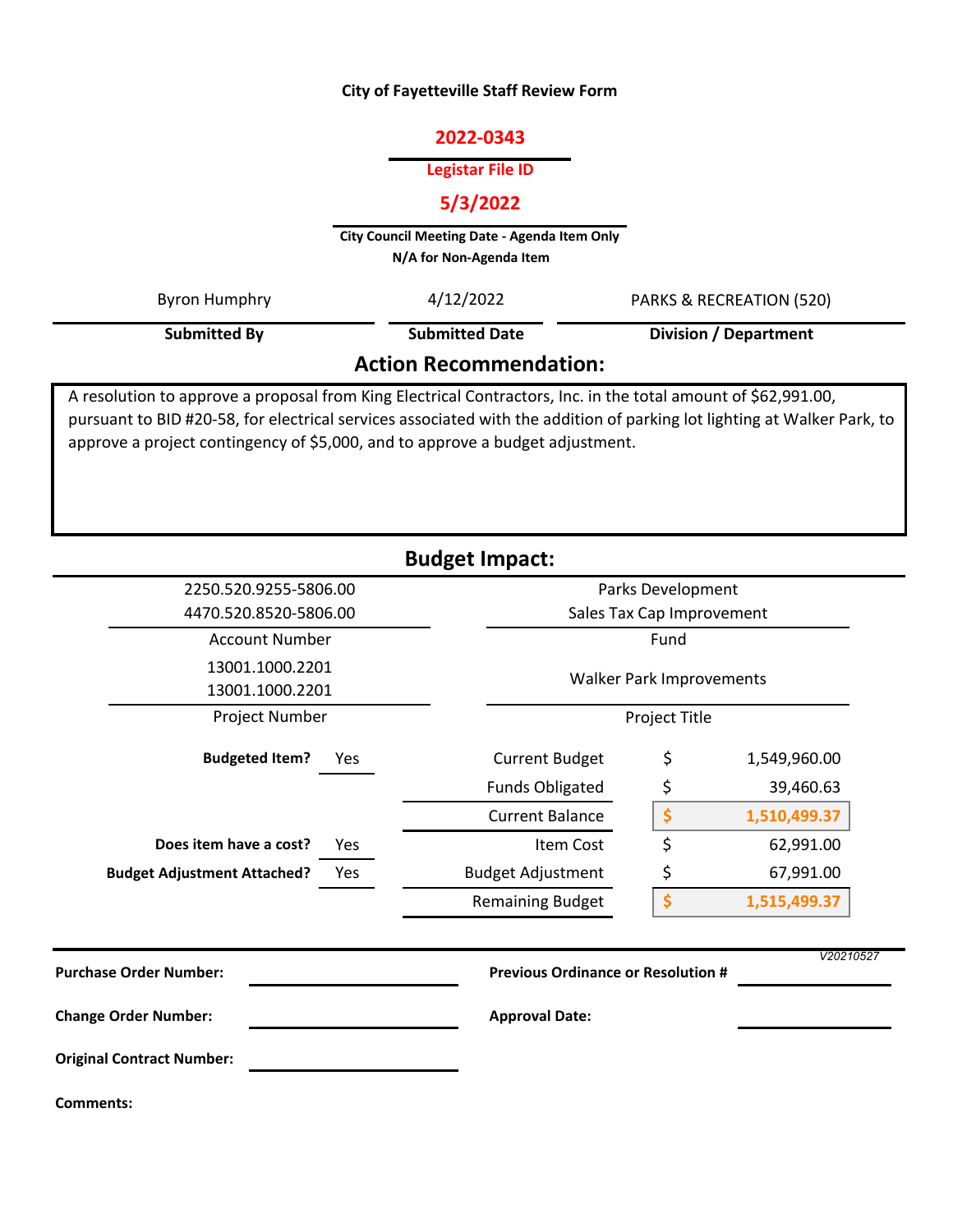**City of Fayetteville Staff Review Form**

**2022-0343**

**Legistar File ID**

**5/3/2022**

**City Council Meeting Date - Agenda Item Only**
**N/A for Non-Agenda Item**

| Byron Humphry | 4/12/2022 | PARKS & RECREATION (520) |
|---|---|---|
| **Submitted By** | **Submitted Date** | **Division / Department** |

## Action Recommendation:

A resolution to approve a proposal from King Electrical Contractors, Inc. in the total amount of $62,991.00, pursuant to BID #20-58, for electrical services associated with the addition of parking lot lighting at Walker Park, to approve a project contingency of $5,000, and to approve a budget adjustment.

## Budget Impact:

| Account Number | Fund |
|---|---|
| 2250.520.9255-5806.00 | Parks Development |
| 4470.520.8520-5806.00 | Sales Tax Cap Improvement |

| Project Number | Project Title |
|---|---|
| 13001.1000.2201<br>13001.1000.2201 | Walker Park Improvements |

| | | | | |
|---|---|---|---|---|
| **Budgeted Item?** | Yes | Current Budget | $ | 1,549,960.00 |
| | | Funds Obligated | $ | 39,460.63 |
| | | Current Balance | $ | 1,510,499.37 |
| **Does item have a cost?** | Yes | Item Cost | $ | 62,991.00 |
| **Budget Adjustment Attached?** | Yes | Budget Adjustment | $ | 67,991.00 |
| | | Remaining Budget | $ | 1,515,499.37 |

V20210527

**Purchase Order Number:**

**Previous Ordinance or Resolution #**

**Change Order Number:**

**Approval Date:**

**Original Contract Number:**

**Comments:**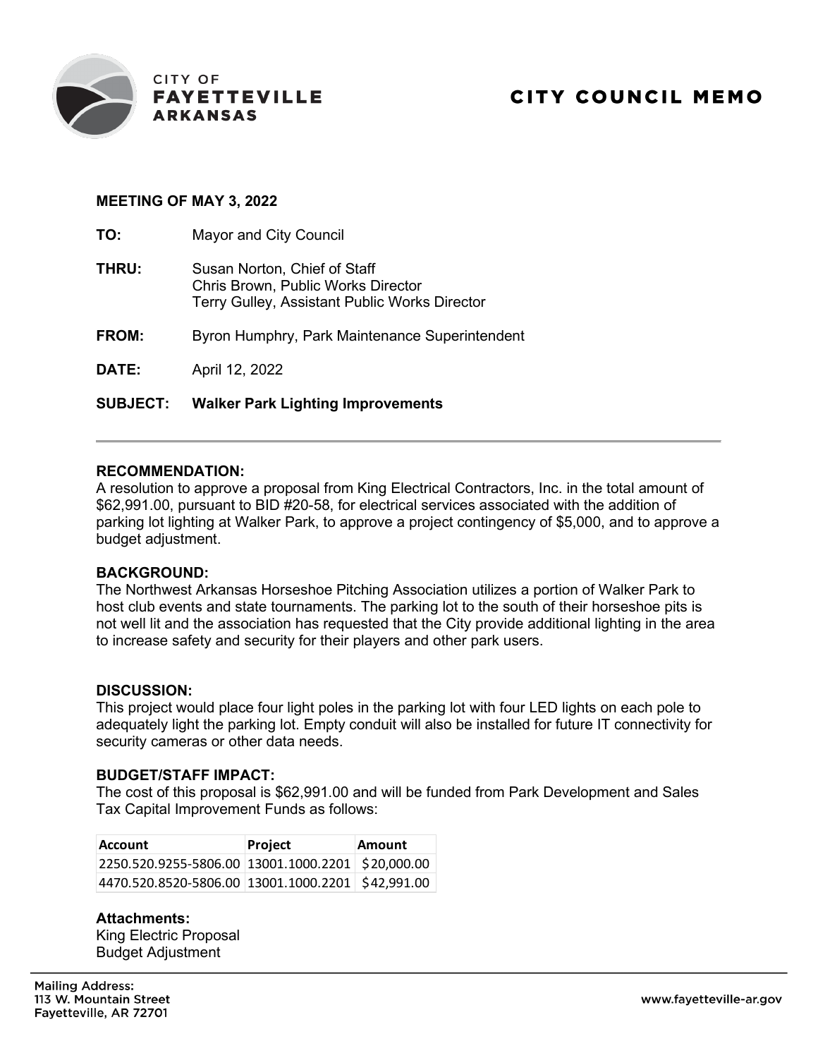CITY OF
**FAYETTEVILLE**
**ARKANSAS**

# CITY COUNCIL MEMO

**MEETING OF MAY 3, 2022**

**TO:** Mayor and City Council

**THRU:** Susan Norton, Chief of Staff
Chris Brown, Public Works Director
Terry Gulley, Assistant Public Works Director

**FROM:** Byron Humphry, Park Maintenance Superintendent

**DATE:** April 12, 2022

**SUBJECT:** **Walker Park Lighting Improvements**

---

**RECOMMENDATION:**
A resolution to approve a proposal from King Electrical Contractors, Inc. in the total amount of $62,991.00, pursuant to BID #20-58, for electrical services associated with the addition of parking lot lighting at Walker Park, to approve a project contingency of $5,000, and to approve a budget adjustment.

**BACKGROUND:**
The Northwest Arkansas Horseshoe Pitching Association utilizes a portion of Walker Park to host club events and state tournaments. The parking lot to the south of their horseshoe pits is not well lit and the association has requested that the City provide additional lighting in the area to increase safety and security for their players and other park users.

**DISCUSSION:**
This project would place four light poles in the parking lot with four LED lights on each pole to adequately light the parking lot. Empty conduit will also be installed for future IT connectivity for security cameras or other data needs.

**BUDGET/STAFF IMPACT:**
The cost of this proposal is $62,991.00 and will be funded from Park Development and Sales Tax Capital Improvement Funds as follows:

| Account | Project | Amount |
|---|---|---|
| 2250.520.9255-5806.00 | 13001.1000.2201 | $20,000.00 |
| 4470.520.8520-5806.00 | 13001.1000.2201 | $42,991.00 |

**Attachments:**
King Electric Proposal
Budget Adjustment

Mailing Address:
113 W. Mountain Street
Fayetteville, AR 72701

www.fayetteville-ar.gov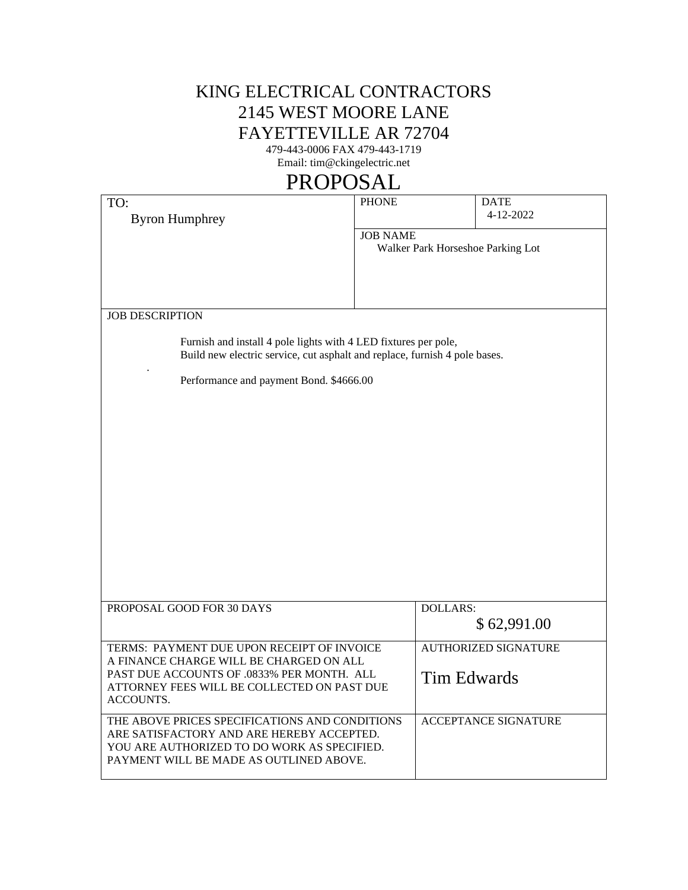# KING ELECTRICAL CONTRACTORS

2145 WEST MOORE LANE
FAYETTEVILLE AR 72704
479-443-0006 FAX 479-443-1719
Email: tim@ckingelectric.net

# PROPOSAL

| | | |
|---|---|---|
| TO:<br>Byron Humphrey | PHONE | DATE<br>4-12-2022 |
| | JOB NAME<br>Walker Park Horseshoe Parking Lot | |

JOB DESCRIPTION

Furnish and install 4 pole lights with 4 LED fixtures per pole,
Build new electric service, cut asphalt and replace, furnish 4 pole bases.

.

Performance and payment Bond. $4666.00

| | |
|---|---|
| PROPOSAL GOOD FOR 30 DAYS | DOLLARS:<br>$ 62,991.00 |
| TERMS: PAYMENT DUE UPON RECEIPT OF INVOICE A FINANCE CHARGE WILL BE CHARGED ON ALL PAST DUE ACCOUNTS OF .0833% PER MONTH. ALL ATTORNEY FEES WILL BE COLLECTED ON PAST DUE ACCOUNTS. | AUTHORIZED SIGNATURE<br>Tim Edwards |
| THE ABOVE PRICES SPECIFICATIONS AND CONDITIONS ARE SATISFACTORY AND ARE HEREBY ACCEPTED. YOU ARE AUTHORIZED TO DO WORK AS SPECIFIED. PAYMENT WILL BE MADE AS OUTLINED ABOVE. | ACCEPTANCE SIGNATURE |